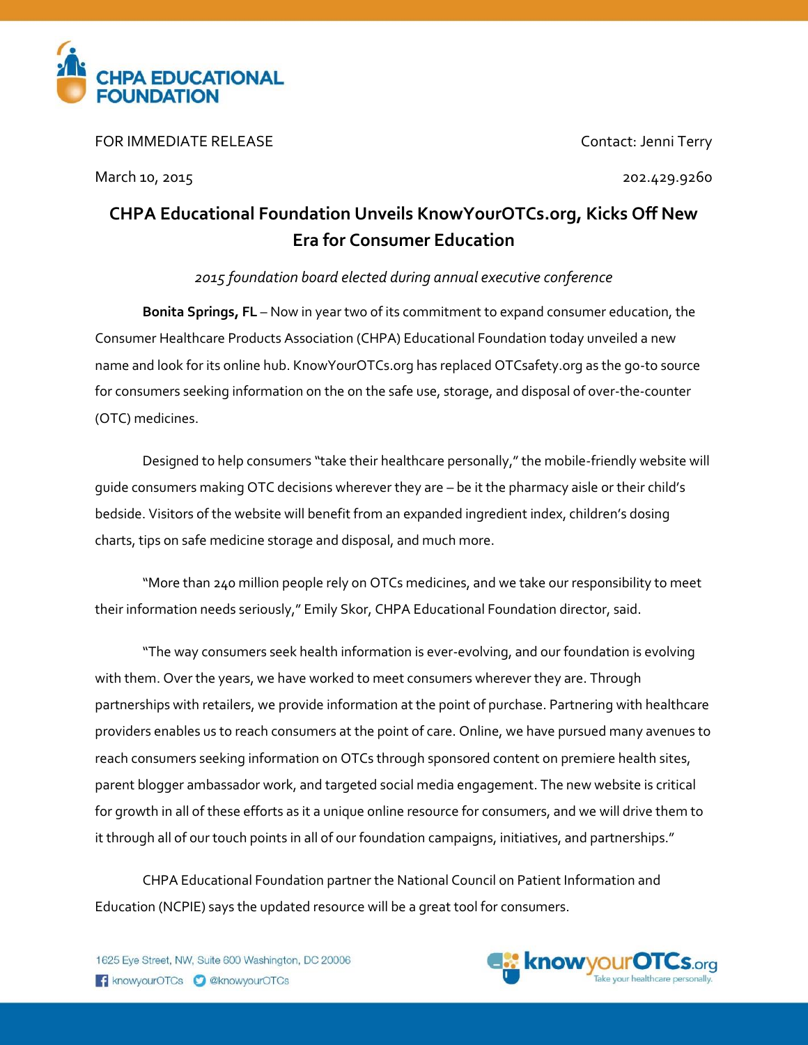**CHPA EDUCATIONAL FOUNDATION**

FOR IMMEDIATE RELEASE

March 10, 2015

Contact: Jenni Terry

202.429.9260

# CHPA Educational Foundation Unveils KnowYourOTCs.org, Kicks Off New Era for Consumer Education

*2015 foundation board elected during annual executive conference*

**Bonita Springs, FL** – Now in year two of its commitment to expand consumer education, the Consumer Healthcare Products Association (CHPA) Educational Foundation today unveiled a new name and look for its online hub. KnowYourOTCs.org has replaced OTCsafety.org as the go-to source for consumers seeking information on the on the safe use, storage, and disposal of over-the-counter (OTC) medicines.

Designed to help consumers "take their healthcare personally," the mobile-friendly website will guide consumers making OTC decisions wherever they are – be it the pharmacy aisle or their child's bedside. Visitors of the website will benefit from an expanded ingredient index, children's dosing charts, tips on safe medicine storage and disposal, and much more.

"More than 240 million people rely on OTCs medicines, and we take our responsibility to meet their information needs seriously," Emily Skor, CHPA Educational Foundation director, said.

"The way consumers seek health information is ever-evolving, and our foundation is evolving with them. Over the years, we have worked to meet consumers wherever they are. Through partnerships with retailers, we provide information at the point of purchase. Partnering with healthcare providers enables us to reach consumers at the point of care. Online, we have pursued many avenues to reach consumers seeking information on OTCs through sponsored content on premiere health sites, parent blogger ambassador work, and targeted social media engagement. The new website is critical for growth in all of these efforts as it a unique online resource for consumers, and we will drive them to it through all of our touch points in all of our foundation campaigns, initiatives, and partnerships."

CHPA Educational Foundation partner the National Council on Patient Information and Education (NCPIE) says the updated resource will be a great tool for consumers.

1625 Eye Street, NW, Suite 600 Washington, DC 20006

knowyourOTCs @knowyourOTCs

knowyourOTCs.org Take your healthcare personally.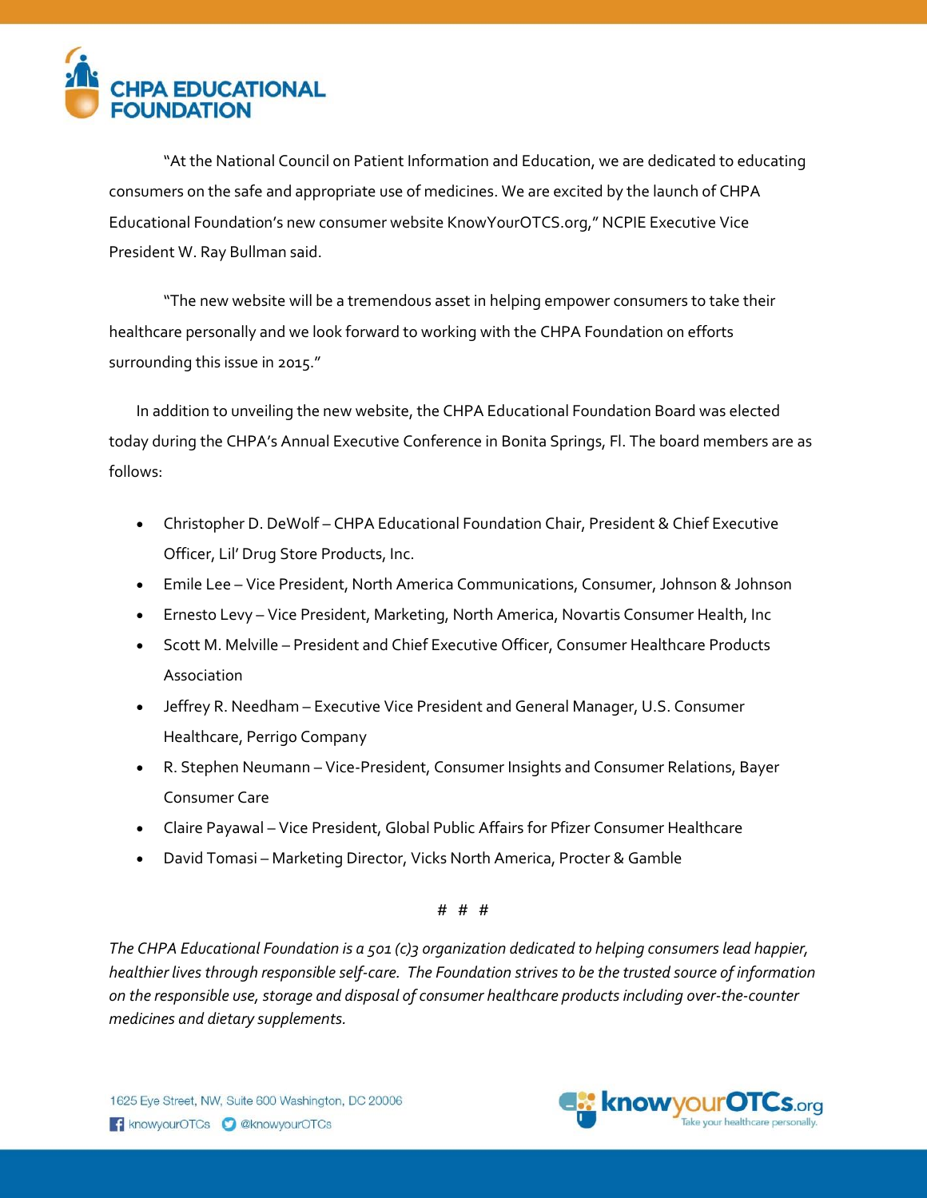"At the National Council on Patient Information and Education, we are dedicated to educating consumers on the safe and appropriate use of medicines. We are excited by the launch of CHPA Educational Foundation's new consumer website KnowYourOTCS.org," NCPIE Executive Vice President W. Ray Bullman said.

"The new website will be a tremendous asset in helping empower consumers to take their healthcare personally and we look forward to working with the CHPA Foundation on efforts surrounding this issue in 2015."

In addition to unveiling the new website, the CHPA Educational Foundation Board was elected today during the CHPA's Annual Executive Conference in Bonita Springs, Fl. The board members are as follows:

- Christopher D. DeWolf – CHPA Educational Foundation Chair, President & Chief Executive Officer, Lil' Drug Store Products, Inc.
- Emile Lee – Vice President, North America Communications, Consumer, Johnson & Johnson
- Ernesto Levy – Vice President, Marketing, North America, Novartis Consumer Health, Inc
- Scott M. Melville – President and Chief Executive Officer, Consumer Healthcare Products Association
- Jeffrey R. Needham – Executive Vice President and General Manager, U.S. Consumer Healthcare, Perrigo Company
- R. Stephen Neumann – Vice-President, Consumer Insights and Consumer Relations, Bayer Consumer Care
- Claire Payawal – Vice President, Global Public Affairs for Pfizer Consumer Healthcare
- David Tomasi – Marketing Director, Vicks North America, Procter & Gamble

# # #

*The CHPA Educational Foundation is a 501 (c)3 organization dedicated to helping consumers lead happier, healthier lives through responsible self-care. The Foundation strives to be the trusted source of information on the responsible use, storage and disposal of consumer healthcare products including over-the-counter medicines and dietary supplements.*

1625 Eye Street, NW, Suite 600 Washington, DC 20006
knowyourOTCs @knowyourOTCs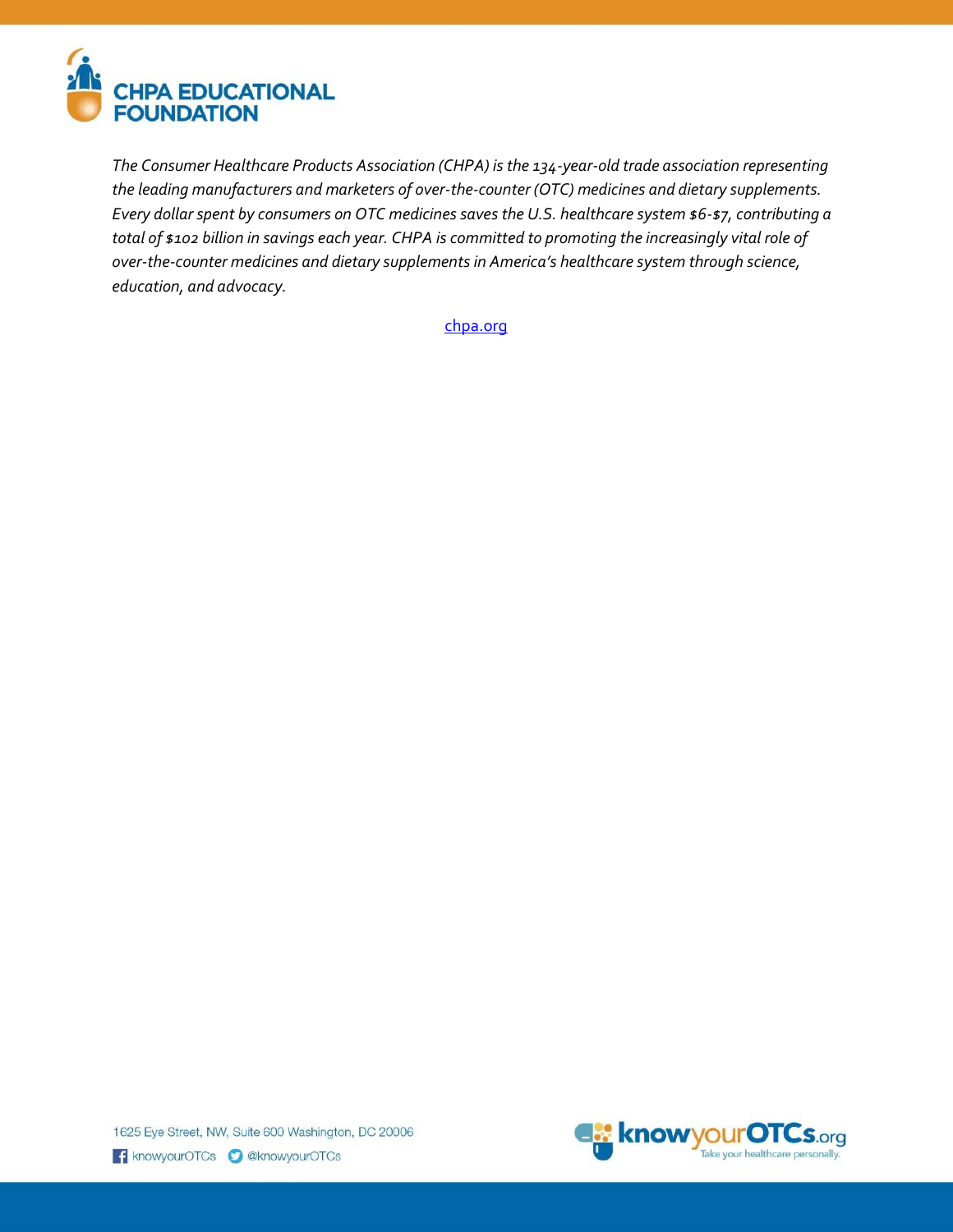**CHPA EDUCATIONAL FOUNDATION**

*The Consumer Healthcare Products Association (CHPA) is the 134-year-old trade association representing the leading manufacturers and marketers of over-the-counter (OTC) medicines and dietary supplements. Every dollar spent by consumers on OTC medicines saves the U.S. healthcare system $6-$7, contributing a total of $102 billion in savings each year. CHPA is committed to promoting the increasingly vital role of over-the-counter medicines and dietary supplements in America's healthcare system through science, education, and advocacy.*

chpa.org

1625 Eye Street, NW, Suite 600 Washington, DC 20006

knowyourOTCs @knowyourOTCs

knowyourOTCs.org
Take your healthcare personally.